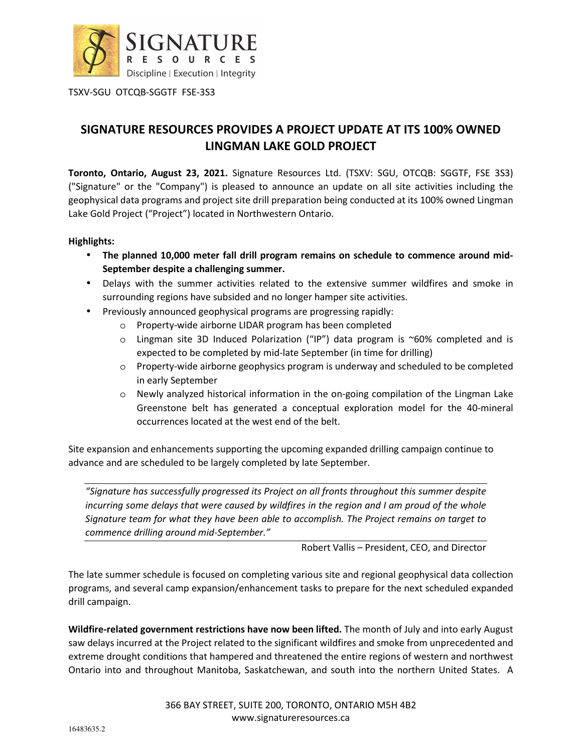SIGNATURE RESOURCES

Discipline | Execution | Integrity

TSXV-SGU OTCQB-SGGTF FSE-3S3

# SIGNATURE RESOURCES PROVIDES A PROJECT UPDATE AT ITS 100% OWNED LINGMAN LAKE GOLD PROJECT

**Toronto, Ontario, August 23, 2021.** Signature Resources Ltd. (TSXV: SGU, OTCQB: SGGTF, FSE 3S3) ("Signature" or the "Company") is pleased to announce an update on all site activities including the geophysical data programs and project site drill preparation being conducted at its 100% owned Lingman Lake Gold Project ("Project") located in Northwestern Ontario.

**Highlights:**

- **The planned 10,000 meter fall drill program remains on schedule to commence around mid-September despite a challenging summer.**
- Delays with the summer activities related to the extensive summer wildfires and smoke in surrounding regions have subsided and no longer hamper site activities.
- Previously announced geophysical programs are progressing rapidly:
    - Property-wide airborne LIDAR program has been completed
    - Lingman site 3D Induced Polarization ("IP") data program is ~60% completed and is expected to be completed by mid-late September (in time for drilling)
    - Property-wide airborne geophysics program is underway and scheduled to be completed in early September
    - Newly analyzed historical information in the on-going compilation of the Lingman Lake Greenstone belt has generated a conceptual exploration model for the 40-mineral occurrences located at the west end of the belt.

Site expansion and enhancements supporting the upcoming expanded drilling campaign continue to advance and are scheduled to be largely completed by late September.

> *"Signature has successfully progressed its Project on all fronts throughout this summer despite incurring some delays that were caused by wildfires in the region and I am proud of the whole Signature team for what they have been able to accomplish. The Project remains on target to commence drilling around mid-September."*
>
> Robert Vallis – President, CEO, and Director

The late summer schedule is focused on completing various site and regional geophysical data collection programs, and several camp expansion/enhancement tasks to prepare for the next scheduled expanded drill campaign.

**Wildfire-related government restrictions have now been lifted.** The month of July and into early August saw delays incurred at the Project related to the significant wildfires and smoke from unprecedented and extreme drought conditions that hampered and threatened the entire regions of western and northwest Ontario into and throughout Manitoba, Saskatchewan, and south into the northern United States. A

366 BAY STREET, SUITE 200, TORONTO, ONTARIO M5H 4B2
www.signatureresources.ca

16483635.2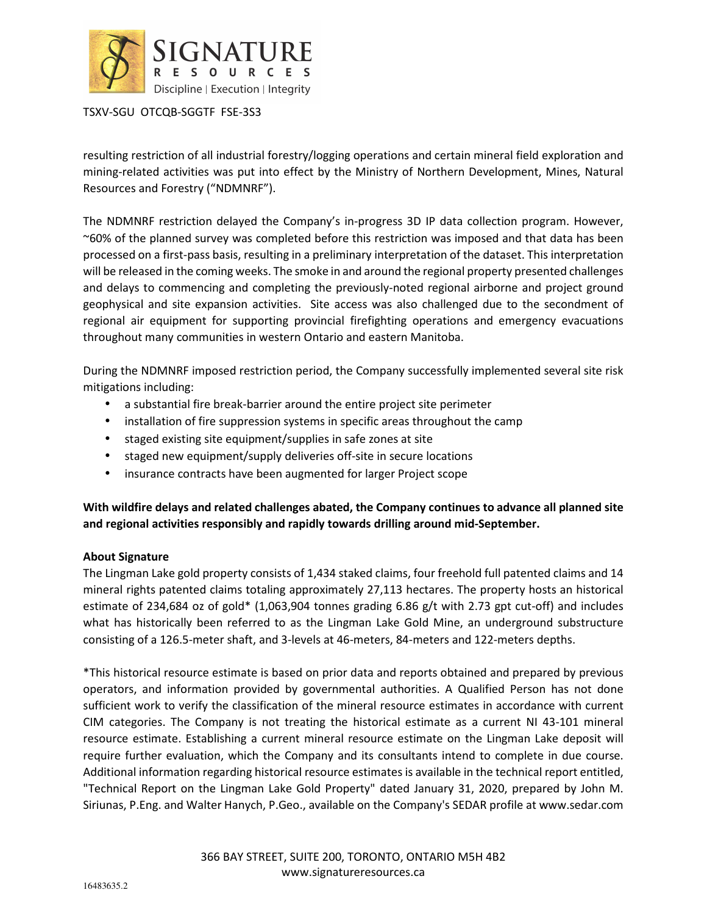resulting restriction of all industrial forestry/logging operations and certain mineral field exploration and mining-related activities was put into effect by the Ministry of Northern Development, Mines, Natural Resources and Forestry ("NDMNRF").

The NDMNRF restriction delayed the Company's in-progress 3D IP data collection program. However, ~60% of the planned survey was completed before this restriction was imposed and that data has been processed on a first-pass basis, resulting in a preliminary interpretation of the dataset. This interpretation will be released in the coming weeks. The smoke in and around the regional property presented challenges and delays to commencing and completing the previously-noted regional airborne and project ground geophysical and site expansion activities. Site access was also challenged due to the secondment of regional air equipment for supporting provincial firefighting operations and emergency evacuations throughout many communities in western Ontario and eastern Manitoba.

During the NDMNRF imposed restriction period, the Company successfully implemented several site risk mitigations including:

- a substantial fire break-barrier around the entire project site perimeter
- installation of fire suppression systems in specific areas throughout the camp
- staged existing site equipment/supplies in safe zones at site
- staged new equipment/supply deliveries off-site in secure locations
- insurance contracts have been augmented for larger Project scope

**With wildfire delays and related challenges abated, the Company continues to advance all planned site and regional activities responsibly and rapidly towards drilling around mid-September.**

**About Signature**

The Lingman Lake gold property consists of 1,434 staked claims, four freehold full patented claims and 14 mineral rights patented claims totaling approximately 27,113 hectares. The property hosts an historical estimate of 234,684 oz of gold* (1,063,904 tonnes grading 6.86 g/t with 2.73 gpt cut-off) and includes what has historically been referred to as the Lingman Lake Gold Mine, an underground substructure consisting of a 126.5-meter shaft, and 3-levels at 46-meters, 84-meters and 122-meters depths.

*This historical resource estimate is based on prior data and reports obtained and prepared by previous operators, and information provided by governmental authorities. A Qualified Person has not done sufficient work to verify the classification of the mineral resource estimates in accordance with current CIM categories. The Company is not treating the historical estimate as a current NI 43-101 mineral resource estimate. Establishing a current mineral resource estimate on the Lingman Lake deposit will require further evaluation, which the Company and its consultants intend to complete in due course. Additional information regarding historical resource estimates is available in the technical report entitled, "Technical Report on the Lingman Lake Gold Property" dated January 31, 2020, prepared by John M. Siriunas, P.Eng. and Walter Hanych, P.Geo., available on the Company's SEDAR profile at www.sedar.com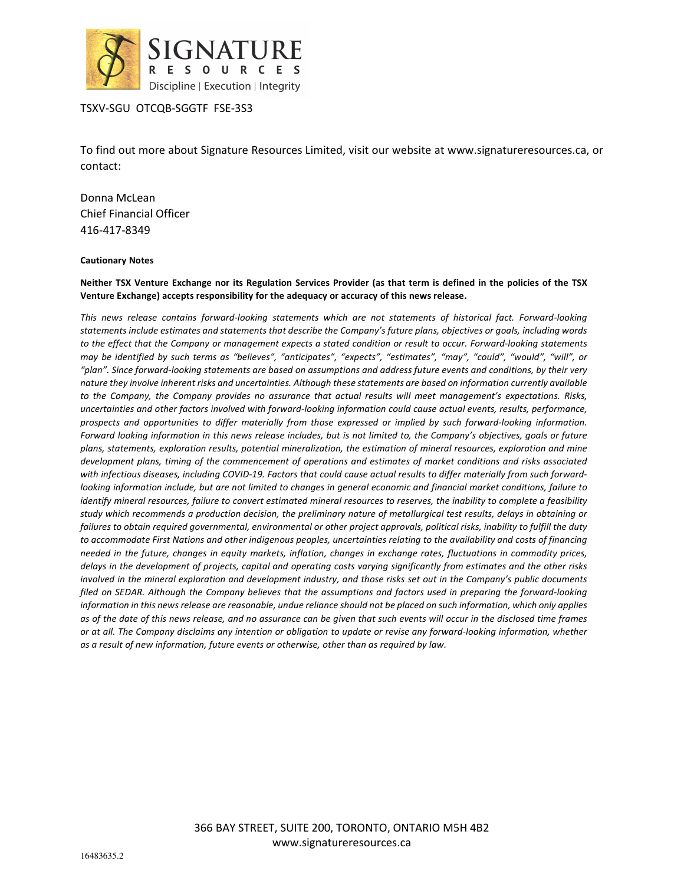TSXV-SGU OTCQB-SGGTF FSE-3S3

To find out more about Signature Resources Limited, visit our website at www.signatureresources.ca, or contact:

Donna McLean
Chief Financial Officer
416-417-8349

**Cautionary Notes**

**Neither TSX Venture Exchange nor its Regulation Services Provider (as that term is defined in the policies of the TSX Venture Exchange) accepts responsibility for the adequacy or accuracy of this news release.**

*This news release contains forward-looking statements which are not statements of historical fact. Forward-looking statements include estimates and statements that describe the Company's future plans, objectives or goals, including words to the effect that the Company or management expects a stated condition or result to occur. Forward-looking statements may be identified by such terms as "believes", "anticipates", "expects", "estimates", "may", "could", "would", "will", or "plan". Since forward-looking statements are based on assumptions and address future events and conditions, by their very nature they involve inherent risks and uncertainties. Although these statements are based on information currently available to the Company, the Company provides no assurance that actual results will meet management's expectations. Risks, uncertainties and other factors involved with forward-looking information could cause actual events, results, performance, prospects and opportunities to differ materially from those expressed or implied by such forward-looking information. Forward looking information in this news release includes, but is not limited to, the Company's objectives, goals or future plans, statements, exploration results, potential mineralization, the estimation of mineral resources, exploration and mine development plans, timing of the commencement of operations and estimates of market conditions and risks associated with infectious diseases, including COVID-19. Factors that could cause actual results to differ materially from such forward-looking information include, but are not limited to changes in general economic and financial market conditions, failure to identify mineral resources, failure to convert estimated mineral resources to reserves, the inability to complete a feasibility study which recommends a production decision, the preliminary nature of metallurgical test results, delays in obtaining or failures to obtain required governmental, environmental or other project approvals, political risks, inability to fulfill the duty to accommodate First Nations and other indigenous peoples, uncertainties relating to the availability and costs of financing needed in the future, changes in equity markets, inflation, changes in exchange rates, fluctuations in commodity prices, delays in the development of projects, capital and operating costs varying significantly from estimates and the other risks involved in the mineral exploration and development industry, and those risks set out in the Company's public documents filed on SEDAR. Although the Company believes that the assumptions and factors used in preparing the forward-looking information in this news release are reasonable, undue reliance should not be placed on such information, which only applies as of the date of this news release, and no assurance can be given that such events will occur in the disclosed time frames or at all. The Company disclaims any intention or obligation to update or revise any forward-looking information, whether as a result of new information, future events or otherwise, other than as required by law.*

366 BAY STREET, SUITE 200, TORONTO, ONTARIO M5H 4B2
www.signatureresources.ca

16483635.2